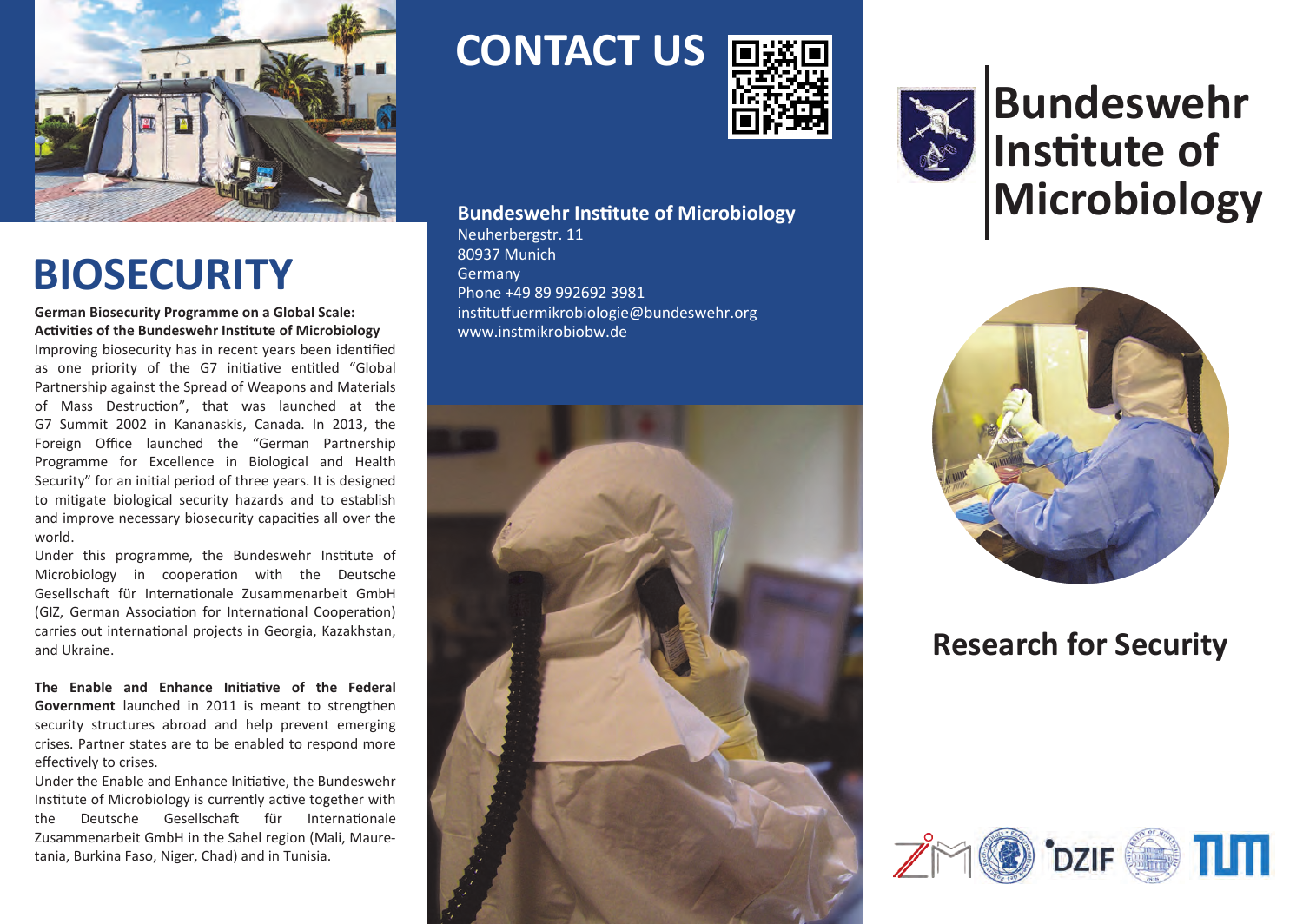# BIOSECURITY

**German Biosecurity Programme on a Global Scale: Activities of the Bundeswehr Institute of Microbiology**

Improving biosecurity has in recent years been identified as one priority of the G7 initiative entitled "Global Partnership against the Spread of Weapons and Materials of Mass Destruction", that was launched at the G7 Summit 2002 in Kananaskis, Canada. In 2013, the Foreign Office launched the "German Partnership Programme for Excellence in Biological and Health Security" for an initial period of three years. It is designed to mitigate biological security hazards and to establish and improve necessary biosecurity capacities all over the world.

Under this programme, the Bundeswehr Institute of Microbiology in cooperation with the Deutsche Gesellschaft für Internationale Zusammenarbeit GmbH (GIZ, German Association for International Cooperation) carries out international projects in Georgia, Kazakhstan, and Ukraine.

**The Enable and Enhance Initiative of the Federal Government** launched in 2011 is meant to strengthen security structures abroad and help prevent emerging crises. Partner states are to be enabled to respond more effectively to crises.

Under the Enable and Enhance Initiative, the Bundeswehr Institute of Microbiology is currently active together with the Deutsche Gesellschaft für Internationale Zusammenarbeit GmbH in the Sahel region (Mali, Mauretania, Burkina Faso, Niger, Chad) and in Tunisia.

# CONTACT US

**Bundeswehr Institute of Microbiology**
Neuherbergstr. 11
80937 Munich
Germany
Phone +49 89 992692 3981
institutfuermikrobiologie@bundeswehr.org
www.instmikrobiobw.de

# Bundeswehr Institute of Microbiology

## Research for Security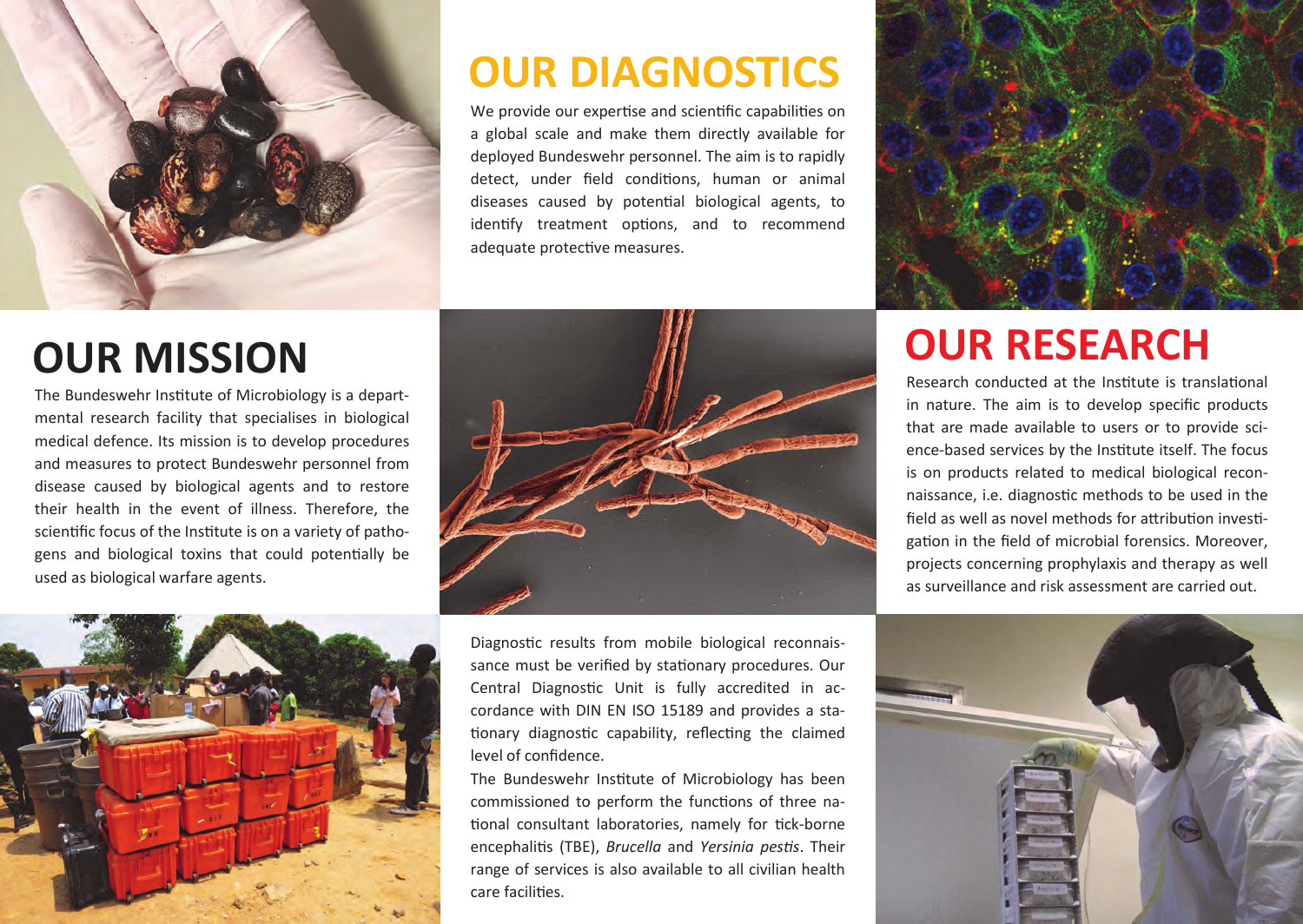# OUR MISSION

The Bundeswehr Institute of Microbiology is a departmental research facility that specialises in biological medical defence. Its mission is to develop procedures and measures to protect Bundeswehr personnel from disease caused by biological agents and to restore their health in the event of illness. Therefore, the scientific focus of the Institute is on a variety of pathogens and biological toxins that could potentially be used as biological warfare agents.

# OUR DIAGNOSTICS

We provide our expertise and scientific capabilities on a global scale and make them directly available for deployed Bundeswehr personnel. The aim is to rapidly detect, under field conditions, human or animal diseases caused by potential biological agents, to identify treatment options, and to recommend adequate protective measures.

Diagnostic results from mobile biological reconnaissance must be verified by stationary procedures. Our Central Diagnostic Unit is fully accredited in accordance with DIN EN ISO 15189 and provides a stationary diagnostic capability, reflecting the claimed level of confidence.

The Bundeswehr Institute of Microbiology has been commissioned to perform the functions of three national consultant laboratories, namely for tick-borne encephalitis (TBE), *Brucella* and *Yersinia pestis*. Their range of services is also available to all civilian health care facilities.

# OUR RESEARCH

Research conducted at the Institute is translational in nature. The aim is to develop specific products that are made available to users or to provide science-based services by the Institute itself. The focus is on products related to medical biological reconnaissance, i.e. diagnostic methods to be used in the field as well as novel methods for attribution investigation in the field of microbial forensics. Moreover, projects concerning prophylaxis and therapy as well as surveillance and risk assessment are carried out.